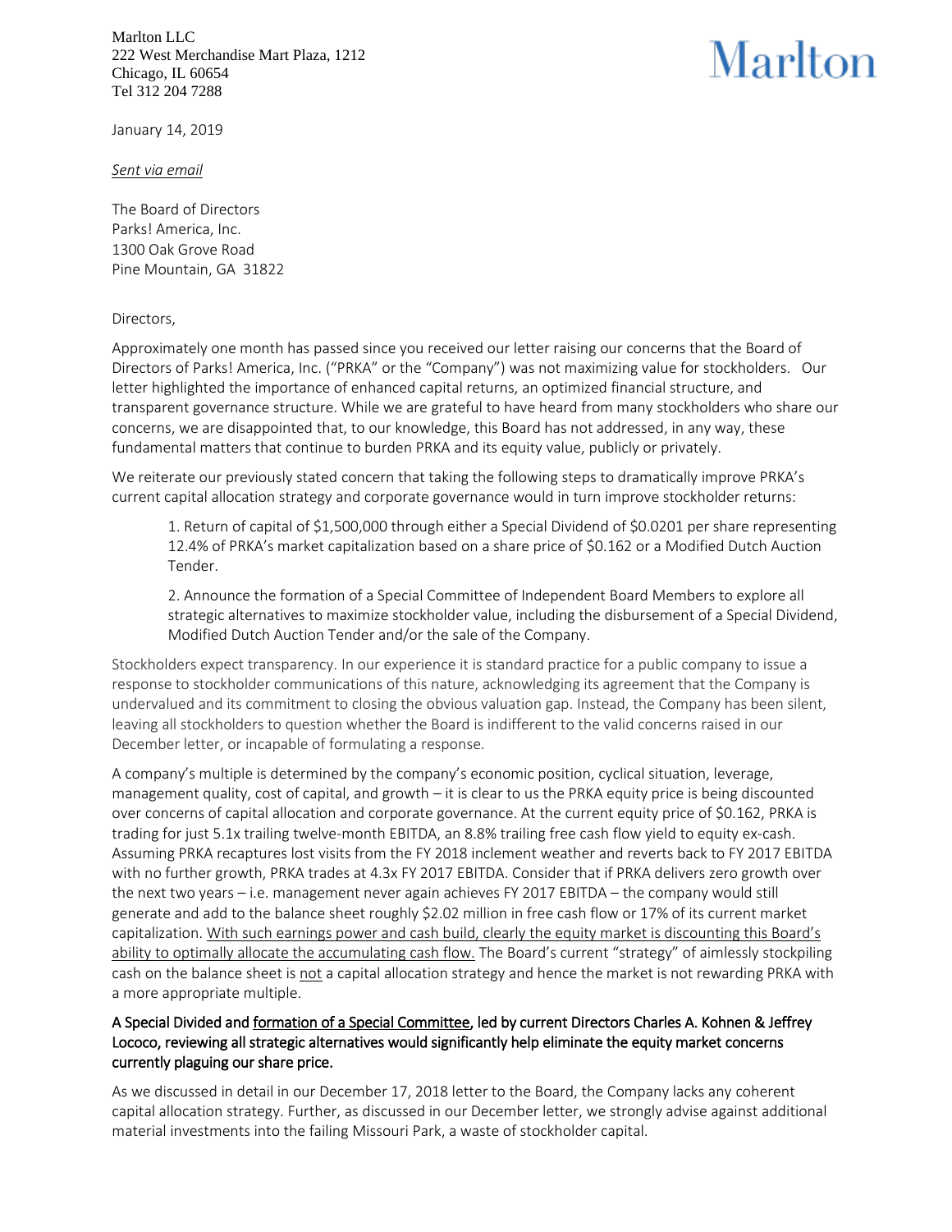Marlton LLC
222 West Merchandise Mart Plaza, 1212
Chicago, IL 60654
Tel 312 204 7288

Marlton

January 14, 2019

*Sent via email*

The Board of Directors
Parks! America, Inc.
1300 Oak Grove Road
Pine Mountain, GA 31822

Directors,

Approximately one month has passed since you received our letter raising our concerns that the Board of Directors of Parks! America, Inc. ("PRKA" or the "Company") was not maximizing value for stockholders. Our letter highlighted the importance of enhanced capital returns, an optimized financial structure, and transparent governance structure. While we are grateful to have heard from many stockholders who share our concerns, we are disappointed that, to our knowledge, this Board has not addressed, in any way, these fundamental matters that continue to burden PRKA and its equity value, publicly or privately.

We reiterate our previously stated concern that taking the following steps to dramatically improve PRKA's current capital allocation strategy and corporate governance would in turn improve stockholder returns:

> 1. Return of capital of $1,500,000 through either a Special Dividend of $0.0201 per share representing 12.4% of PRKA's market capitalization based on a share price of $0.162 or a Modified Dutch Auction Tender.
>
> 2. Announce the formation of a Special Committee of Independent Board Members to explore all strategic alternatives to maximize stockholder value, including the disbursement of a Special Dividend, Modified Dutch Auction Tender and/or the sale of the Company.

Stockholders expect transparency. In our experience it is standard practice for a public company to issue a response to stockholder communications of this nature, acknowledging its agreement that the Company is undervalued and its commitment to closing the obvious valuation gap. Instead, the Company has been silent, leaving all stockholders to question whether the Board is indifferent to the valid concerns raised in our December letter, or incapable of formulating a response.

A company's multiple is determined by the company's economic position, cyclical situation, leverage, management quality, cost of capital, and growth – it is clear to us the PRKA equity price is being discounted over concerns of capital allocation and corporate governance. At the current equity price of $0.162, PRKA is trading for just 5.1x trailing twelve-month EBITDA, an 8.8% trailing free cash flow yield to equity ex-cash. Assuming PRKA recaptures lost visits from the FY 2018 inclement weather and reverts back to FY 2017 EBITDA with no further growth, PRKA trades at 4.3x FY 2017 EBITDA. Consider that if PRKA delivers zero growth over the next two years – i.e. management never again achieves FY 2017 EBITDA – the company would still generate and add to the balance sheet roughly $2.02 million in free cash flow or 17% of its current market capitalization. <u>With such earnings power and cash build, clearly the equity market is discounting this Board's ability to optimally allocate the accumulating cash flow.</u> The Board's current "strategy" of aimlessly stockpiling cash on the balance sheet is <u>not</u> a capital allocation strategy and hence the market is not rewarding PRKA with a more appropriate multiple.

**A Special Divided and <u>formation of a Special Committee</u>, led by current Directors Charles A. Kohnen & Jeffrey Lococo, reviewing all strategic alternatives would significantly help eliminate the equity market concerns currently plaguing our share price.**

As we discussed in detail in our December 17, 2018 letter to the Board, the Company lacks any coherent capital allocation strategy. Further, as discussed in our December letter, we strongly advise against additional material investments into the failing Missouri Park, a waste of stockholder capital.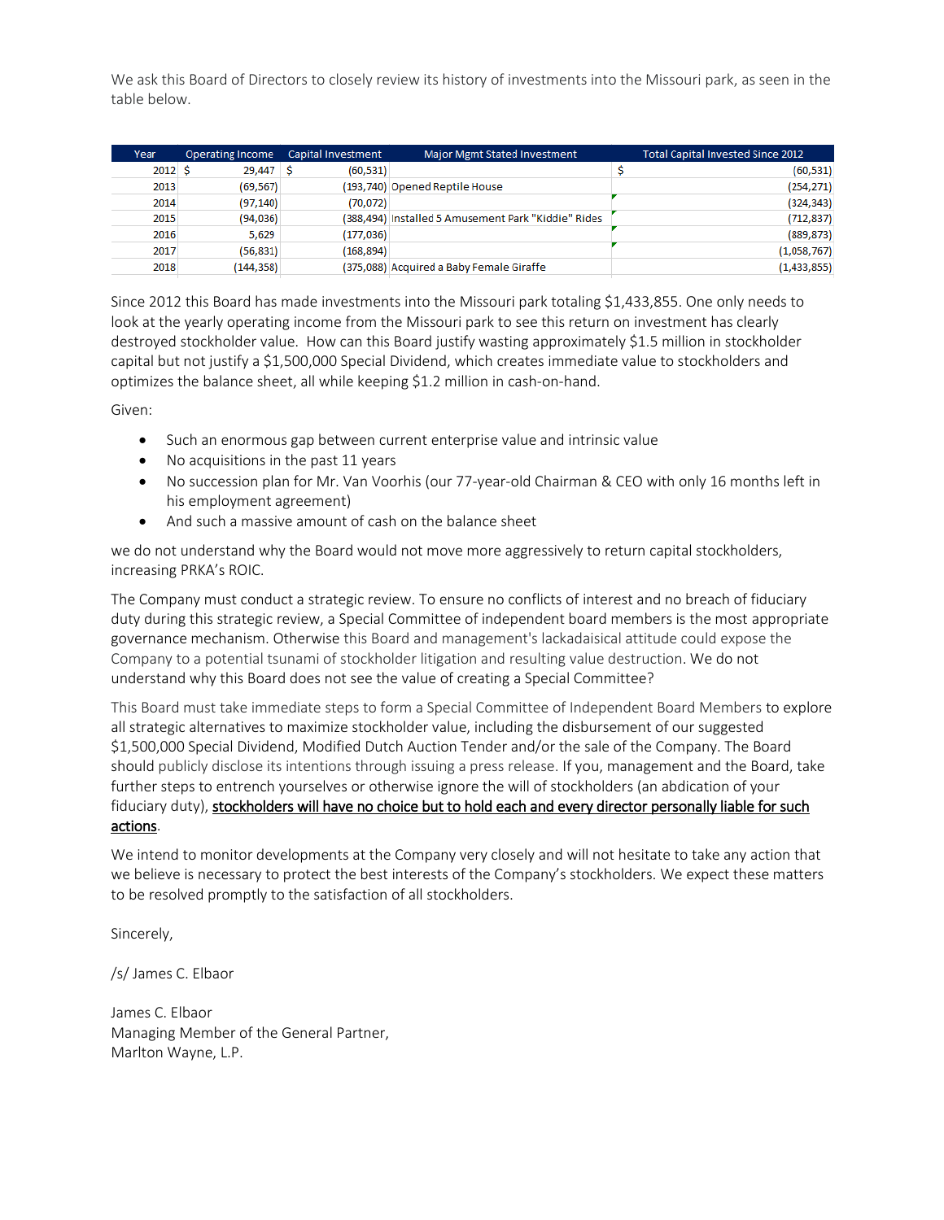We ask this Board of Directors to closely review its history of investments into the Missouri park, as seen in the table below.

| Year | Operating Income | Capital Investment | Major Mgmt Stated Investment | Total Capital Invested Since 2012 |
|---|---|---|---|---|
| 2012 | $ 29,447 | $ (60,531) | | $ (60,531) |
| 2013 | (69,567) | (193,740) | Opened Reptile House | (254,271) |
| 2014 | (97,140) | (70,072) | | (324,343) |
| 2015 | (94,036) | (388,494) | Installed 5 Amusement Park "Kiddie" Rides | (712,837) |
| 2016 | 5,629 | (177,036) | | (889,873) |
| 2017 | (56,831) | (168,894) | | (1,058,767) |
| 2018 | (144,358) | (375,088) | Acquired a Baby Female Giraffe | (1,433,855) |

Since 2012 this Board has made investments into the Missouri park totaling $1,433,855. One only needs to look at the yearly operating income from the Missouri park to see this return on investment has clearly destroyed stockholder value. How can this Board justify wasting approximately $1.5 million in stockholder capital but not justify a $1,500,000 Special Dividend, which creates immediate value to stockholders and optimizes the balance sheet, all while keeping $1.2 million in cash-on-hand.

Given:

- Such an enormous gap between current enterprise value and intrinsic value
- No acquisitions in the past 11 years
- No succession plan for Mr. Van Voorhis (our 77-year-old Chairman & CEO with only 16 months left in his employment agreement)
- And such a massive amount of cash on the balance sheet

we do not understand why the Board would not move more aggressively to return capital stockholders, increasing PRKA's ROIC.

The Company must conduct a strategic review. To ensure no conflicts of interest and no breach of fiduciary duty during this strategic review, a Special Committee of independent board members is the most appropriate governance mechanism. Otherwise this Board and management's lackadaisical attitude could expose the Company to a potential tsunami of stockholder litigation and resulting value destruction. We do not understand why this Board does not see the value of creating a Special Committee?

This Board must take immediate steps to form a Special Committee of Independent Board Members to explore all strategic alternatives to maximize stockholder value, including the disbursement of our suggested $1,500,000 Special Dividend, Modified Dutch Auction Tender and/or the sale of the Company. The Board should publicly disclose its intentions through issuing a press release. If you, management and the Board, take further steps to entrench yourselves or otherwise ignore the will of stockholders (an abdication of your fiduciary duty), **stockholders will have no choice but to hold each and every director personally liable for such actions**.

We intend to monitor developments at the Company very closely and will not hesitate to take any action that we believe is necessary to protect the best interests of the Company's stockholders. We expect these matters to be resolved promptly to the satisfaction of all stockholders.

Sincerely,

/s/ James C. Elbaor

James C. Elbaor
Managing Member of the General Partner,
Marlton Wayne, L.P.